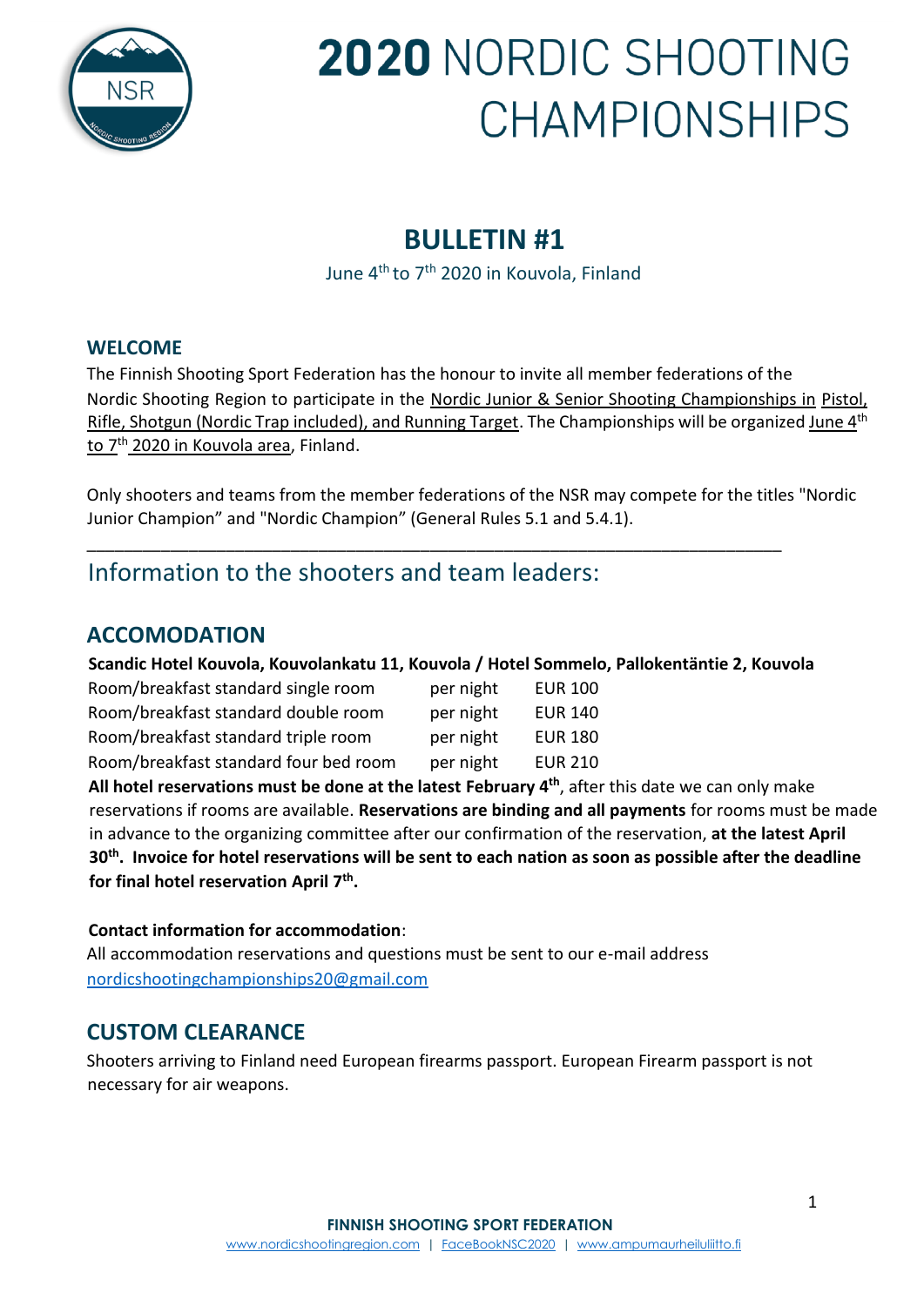# 2020 NORDIC SHOOTING CHAMPIONSHIPS

## BULLETIN #1

June 4th to 7th 2020 in Kouvola, Finland

### WELCOME

The Finnish Shooting Sport Federation has the honour to invite all member federations of the Nordic Shooting Region to participate in the Nordic Junior & Senior Shooting Championships in Pistol, Rifle, Shotgun (Nordic Trap included), and Running Target. The Championships will be organized June 4th to 7th 2020 in Kouvola area, Finland.

Only shooters and teams from the member federations of the NSR may compete for the titles "Nordic Junior Champion" and "Nordic Champion" (General Rules 5.1 and 5.4.1).

---

## Information to the shooters and team leaders:

### ACCOMODATION

**Scandic Hotel Kouvola, Kouvolankatu 11, Kouvola / Hotel Sommelo, Pallokentäntie 2, Kouvola**

| | | |
|---|---|---|
| Room/breakfast standard single room | per night | EUR 100 |
| Room/breakfast standard double room | per night | EUR 140 |
| Room/breakfast standard triple room | per night | EUR 180 |
| Room/breakfast standard four bed room | per night | EUR 210 |

**All hotel reservations must be done at the latest February 4th**, after this date we can only make reservations if rooms are available. **Reservations are binding and all payments** for rooms must be made in advance to the organizing committee after our confirmation of the reservation, **at the latest April 30th. Invoice for hotel reservations will be sent to each nation as soon as possible after the deadline for final hotel reservation April 7th.**

**Contact information for accommodation**:
All accommodation reservations and questions must be sent to our e-mail address nordicshootingchampionships20@gmail.com

### CUSTOM CLEARANCE

Shooters arriving to Finland need European firearms passport. European Firearm passport is not necessary for air weapons.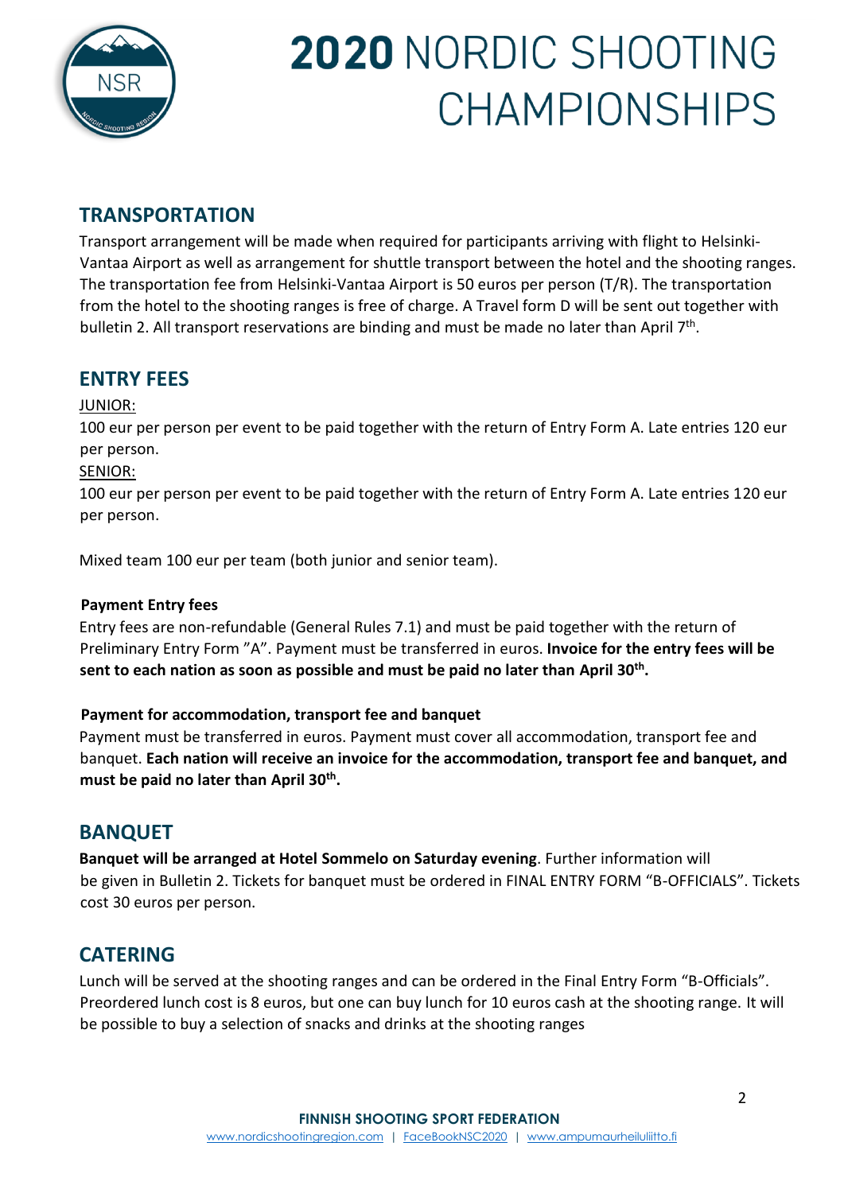## TRANSPORTATION

Transport arrangement will be made when required for participants arriving with flight to Helsinki-Vantaa Airport as well as arrangement for shuttle transport between the hotel and the shooting ranges. The transportation fee from Helsinki-Vantaa Airport is 50 euros per person (T/R). The transportation from the hotel to the shooting ranges is free of charge. A Travel form D will be sent out together with bulletin 2. All transport reservations are binding and must be made no later than April 7th.

## ENTRY FEES

JUNIOR:

100 eur per person per event to be paid together with the return of Entry Form A. Late entries 120 eur per person.

SENIOR:

100 eur per person per event to be paid together with the return of Entry Form A. Late entries 120 eur per person.

Mixed team 100 eur per team (both junior and senior team).

**Payment Entry fees**

Entry fees are non-refundable (General Rules 7.1) and must be paid together with the return of Preliminary Entry Form "A". Payment must be transferred in euros. **Invoice for the entry fees will be sent to each nation as soon as possible and must be paid no later than April 30th.**

**Payment for accommodation, transport fee and banquet**

Payment must be transferred in euros. Payment must cover all accommodation, transport fee and banquet. **Each nation will receive an invoice for the accommodation, transport fee and banquet, and must be paid no later than April 30th.**

## BANQUET

**Banquet will be arranged at Hotel Sommelo on Saturday evening**. Further information will be given in Bulletin 2. Tickets for banquet must be ordered in FINAL ENTRY FORM "B-OFFICIALS". Tickets cost 30 euros per person.

## CATERING

Lunch will be served at the shooting ranges and can be ordered in the Final Entry Form "B-Officials". Preordered lunch cost is 8 euros, but one can buy lunch for 10 euros cash at the shooting range. It will be possible to buy a selection of snacks and drinks at the shooting ranges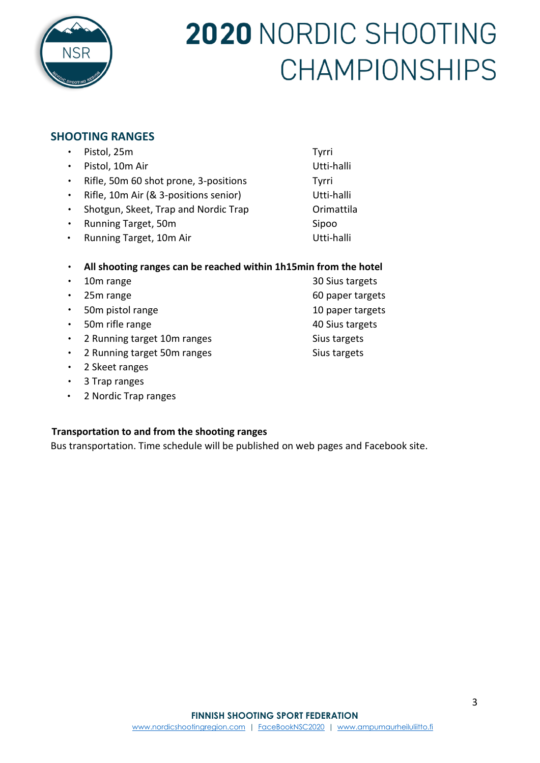# 2020 NORDIC SHOOTING CHAMPIONSHIPS

## SHOOTING RANGES

| | |
|---|---|
| Pistol, 25m | Tyrri |
| Pistol, 10m Air | Utti-halli |
| Rifle, 50m 60 shot prone, 3-positions | Tyrri |
| Rifle, 10m Air (& 3-positions senior) | Utti-halli |
| Shotgun, Skeet, Trap and Nordic Trap | Orimattila |
| Running Target, 50m | Sipoo |
| Running Target, 10m Air | Utti-halli |

- **All shooting ranges can be reached within 1h15min from the hotel**

| | |
|---|---|
| 10m range | 30 Sius targets |
| 25m range | 60 paper targets |
| 50m pistol range | 10 paper targets |
| 50m rifle range | 40 Sius targets |
| 2 Running target 10m ranges | Sius targets |
| 2 Running target 50m ranges | Sius targets |
| 2 Skeet ranges | |
| 3 Trap ranges | |
| 2 Nordic Trap ranges | |

**Transportation to and from the shooting ranges**

Bus transportation. Time schedule will be published on web pages and Facebook site.

**FINNISH SHOOTING SPORT FEDERATION**

www.nordicshootingregion.com | FaceBookNSC2020 | www.ampumaurheiluliitto.fi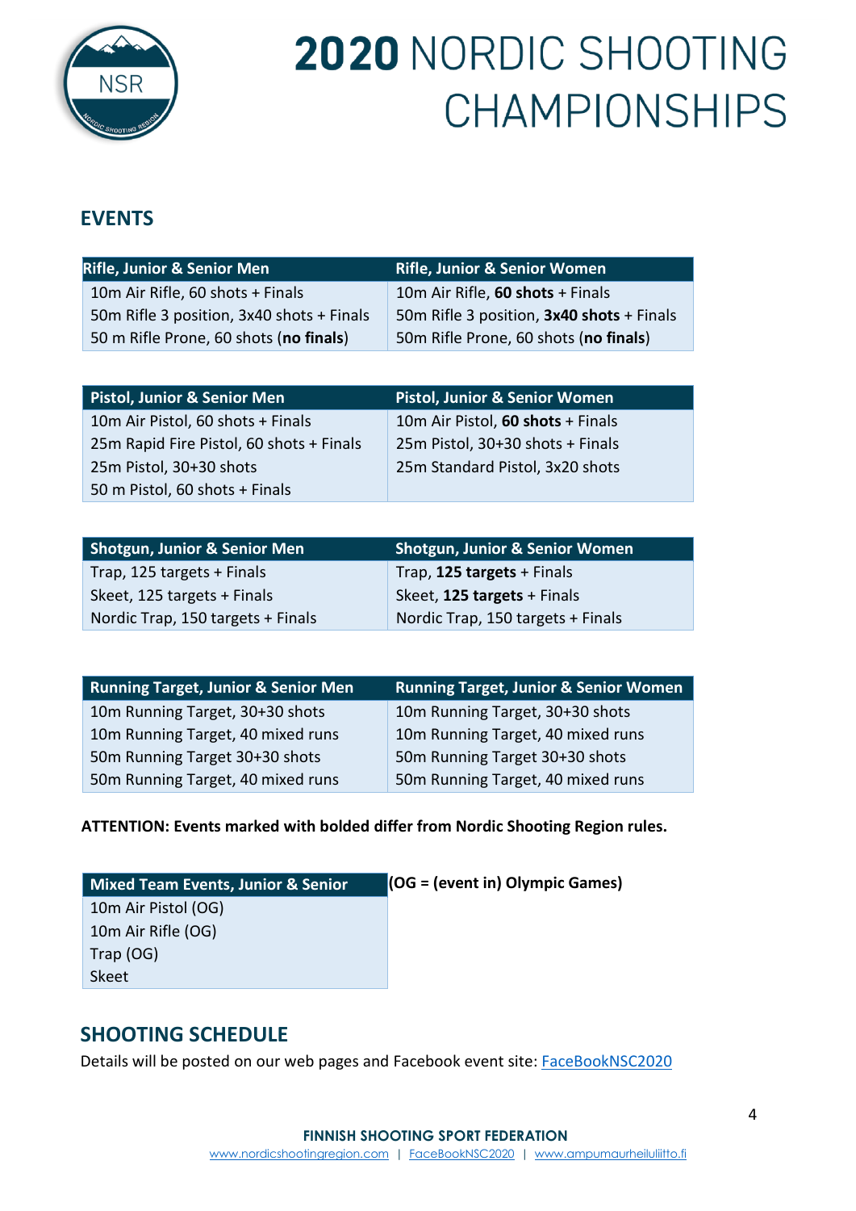# 2020 NORDIC SHOOTING CHAMPIONSHIPS

## EVENTS

| Rifle, Junior & Senior Men | Rifle, Junior & Senior Women |
|---|---|
| 10m Air Rifle, 60 shots + Finals | 10m Air Rifle, **60 shots** + Finals |
| 50m Rifle 3 position, 3x40 shots + Finals | 50m Rifle 3 position, **3x40 shots** + Finals |
| 50 m Rifle Prone, 60 shots (**no finals**) | 50m Rifle Prone, 60 shots (**no finals**) |

| Pistol, Junior & Senior Men | Pistol, Junior & Senior Women |
|---|---|
| 10m Air Pistol, 60 shots + Finals | 10m Air Pistol, **60 shots** + Finals |
| 25m Rapid Fire Pistol, 60 shots + Finals | 25m Pistol, 30+30 shots + Finals |
| 25m Pistol, 30+30 shots | 25m Standard Pistol, 3x20 shots |
| 50 m Pistol, 60 shots + Finals | |

| Shotgun, Junior & Senior Men | Shotgun, Junior & Senior Women |
|---|---|
| Trap, 125 targets + Finals | Trap, **125 targets** + Finals |
| Skeet, 125 targets + Finals | Skeet, **125 targets** + Finals |
| Nordic Trap, 150 targets + Finals | Nordic Trap, 150 targets + Finals |

| Running Target, Junior & Senior Men | Running Target, Junior & Senior Women |
|---|---|
| 10m Running Target, 30+30 shots | 10m Running Target, 30+30 shots |
| 10m Running Target, 40 mixed runs | 10m Running Target, 40 mixed runs |
| 50m Running Target 30+30 shots | 50m Running Target 30+30 shots |
| 50m Running Target, 40 mixed runs | 50m Running Target, 40 mixed runs |

**ATTENTION: Events marked with bolded differ from Nordic Shooting Region rules.**

| Mixed Team Events, Junior & Senior |
|---|
| 10m Air Pistol (OG) |
| 10m Air Rifle (OG) |
| Trap (OG) |
| Skeet |

**(OG = (event in) Olympic Games)**

## SHOOTING SCHEDULE

Details will be posted on our web pages and Facebook event site: FaceBookNSC2020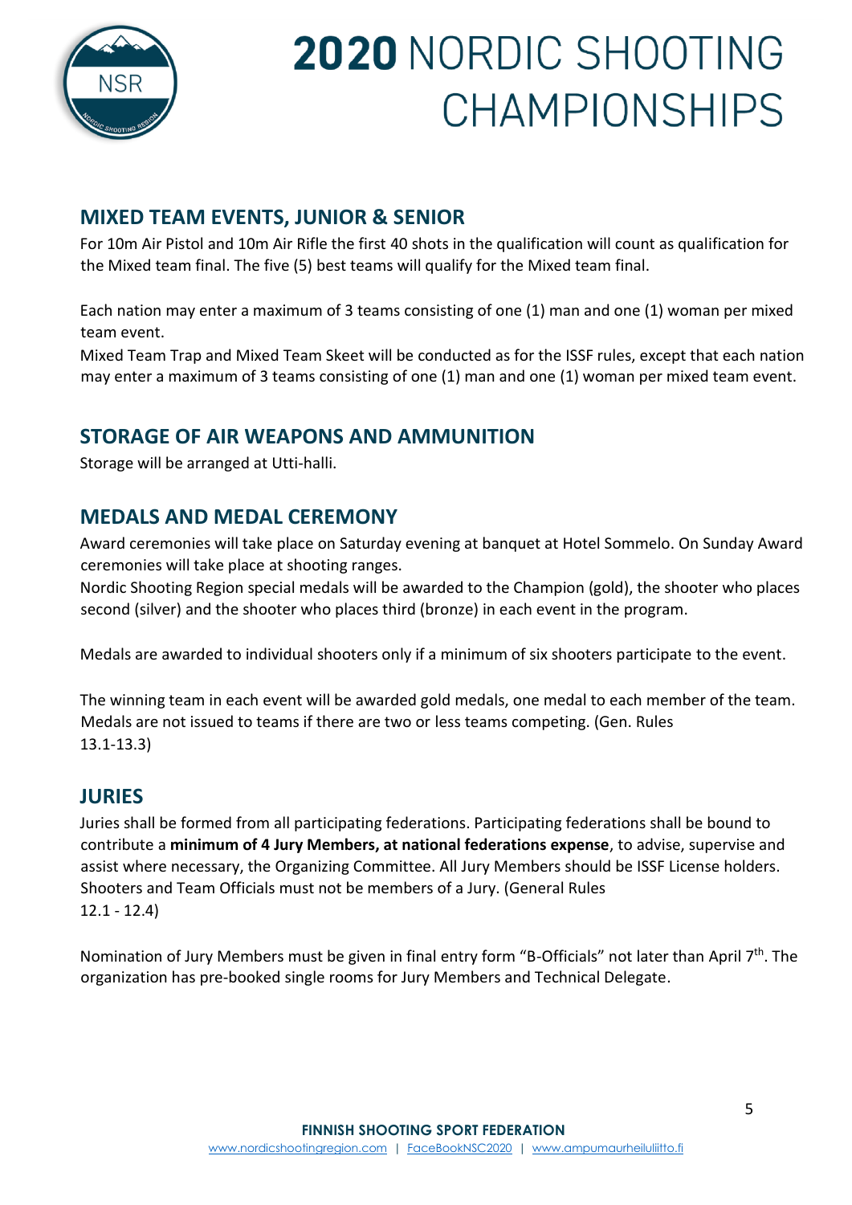## MIXED TEAM EVENTS, JUNIOR & SENIOR

For 10m Air Pistol and 10m Air Rifle the first 40 shots in the qualification will count as qualification for the Mixed team final. The five (5) best teams will qualify for the Mixed team final.

Each nation may enter a maximum of 3 teams consisting of one (1) man and one (1) woman per mixed team event.
Mixed Team Trap and Mixed Team Skeet will be conducted as for the ISSF rules, except that each nation may enter a maximum of 3 teams consisting of one (1) man and one (1) woman per mixed team event.

## STORAGE OF AIR WEAPONS AND AMMUNITION

Storage will be arranged at Utti-halli.

## MEDALS AND MEDAL CEREMONY

Award ceremonies will take place on Saturday evening at banquet at Hotel Sommelo. On Sunday Award ceremonies will take place at shooting ranges.
Nordic Shooting Region special medals will be awarded to the Champion (gold), the shooter who places second (silver) and the shooter who places third (bronze) in each event in the program.

Medals are awarded to individual shooters only if a minimum of six shooters participate to the event.

The winning team in each event will be awarded gold medals, one medal to each member of the team. Medals are not issued to teams if there are two or less teams competing. (Gen. Rules 13.1-13.3)

## JURIES

Juries shall be formed from all participating federations. Participating federations shall be bound to contribute a **minimum of 4 Jury Members, at national federations expense**, to advise, supervise and assist where necessary, the Organizing Committee. All Jury Members should be ISSF License holders. Shooters and Team Officials must not be members of a Jury. (General Rules 12.1 - 12.4)

Nomination of Jury Members must be given in final entry form "B-Officials" not later than April 7th. The organization has pre-booked single rooms for Jury Members and Technical Delegate.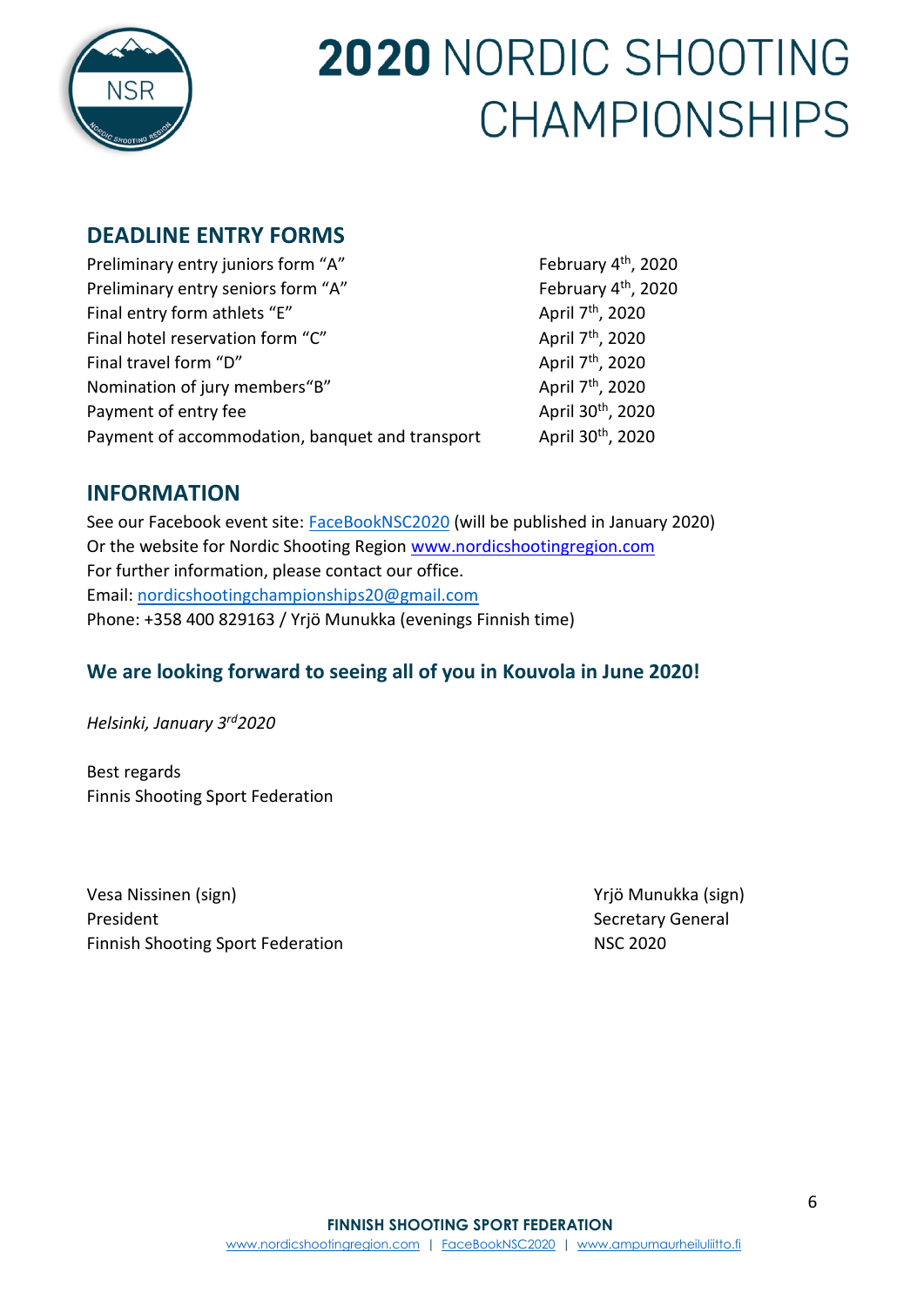# 2020 NORDIC SHOOTING CHAMPIONSHIPS

## DEADLINE ENTRY FORMS

| | |
|---|---|
| Preliminary entry juniors form "A" | February 4th, 2020 |
| Preliminary entry seniors form "A" | February 4th, 2020 |
| Final entry form athlets "E" | April 7th, 2020 |
| Final hotel reservation form "C" | April 7th, 2020 |
| Final travel form "D" | April 7th, 2020 |
| Nomination of jury members"B" | April 7th, 2020 |
| Payment of entry fee | April 30th, 2020 |
| Payment of accommodation, banquet and transport | April 30th, 2020 |

## INFORMATION

See our Facebook event site: FaceBookNSC2020 (will be published in January 2020)
Or the website for Nordic Shooting Region www.nordicshootingregion.com
For further information, please contact our office.
Email: nordicshootingchampionships20@gmail.com
Phone: +358 400 829163 / Yrjö Munukka (evenings Finnish time)

### We are looking forward to seeing all of you in Kouvola in June 2020!

*Helsinki, January 3rd 2020*

Best regards
Finnis Shooting Sport Federation

Vesa Nissinen (sign)
President
Finnish Shooting Sport Federation

Yrjö Munukka (sign)
Secretary General
NSC 2020